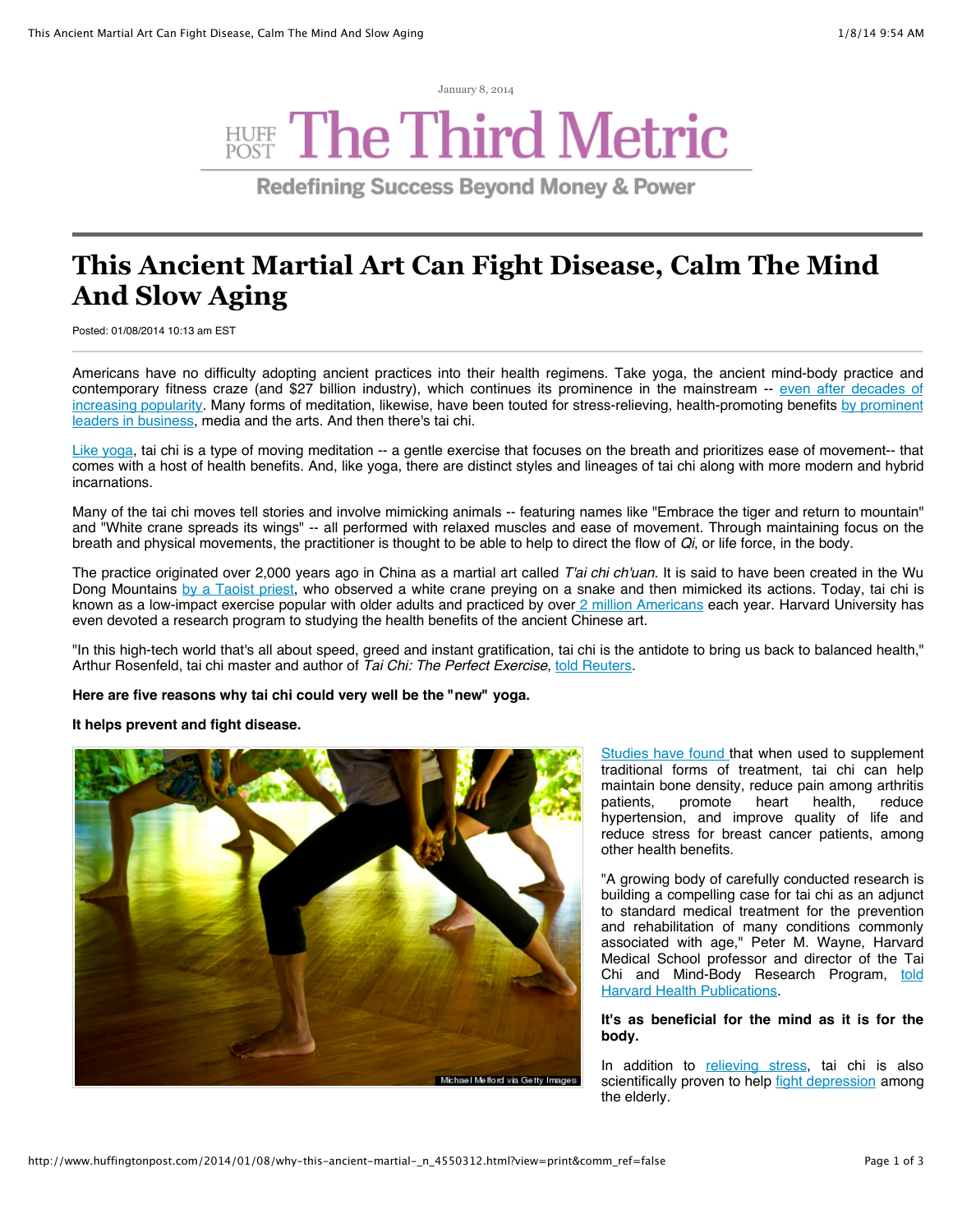January 8, 2014

HUFF POST The Third Metric

Redefining Success Beyond Money & Power

# This Ancient Martial Art Can Fight Disease, Calm The Mind And Slow Aging

Posted: 01/08/2014 10:13 am EST

Americans have no difficulty adopting ancient practices into their health regimens. Take yoga, the ancient mind-body practice and contemporary fitness craze (and $27 billion industry), which continues its prominence in the mainstream -- even after decades of increasing popularity. Many forms of meditation, likewise, have been touted for stress-relieving, health-promoting benefits by prominent leaders in business, media and the arts. And then there's tai chi.

Like yoga, tai chi is a type of moving meditation -- a gentle exercise that focuses on the breath and prioritizes ease of movement-- that comes with a host of health benefits. And, like yoga, there are distinct styles and lineages of tai chi along with more modern and hybrid incarnations.

Many of the tai chi moves tell stories and involve mimicking animals -- featuring names like "Embrace the tiger and return to mountain" and "White crane spreads its wings" -- all performed with relaxed muscles and ease of movement. Through maintaining focus on the breath and physical movements, the practitioner is thought to be able to help to direct the flow of *Qi*, or life force, in the body.

The practice originated over 2,000 years ago in China as a martial art called *T'ai chi ch'uan*. It is said to have been created in the Wu Dong Mountains by a Taoist priest, who observed a white crane preying on a snake and then mimicked its actions. Today, tai chi is known as a low-impact exercise popular with older adults and practiced by over 2 million Americans each year. Harvard University has even devoted a research program to studying the health benefits of the ancient Chinese art.

"In this high-tech world that's all about speed, greed and instant gratification, tai chi is the antidote to bring us back to balanced health," Arthur Rosenfeld, tai chi master and author of *Tai Chi: The Perfect Exercise*, told Reuters.

**Here are five reasons why tai chi could very well be the "new" yoga.**

**It helps prevent and fight disease.**

Michael Melford via Getty Images

Studies have found that when used to supplement traditional forms of treatment, tai chi can help maintain bone density, reduce pain among arthritis patients, promote heart health, reduce hypertension, and improve quality of life and reduce stress for breast cancer patients, among other health benefits.

"A growing body of carefully conducted research is building a compelling case for tai chi as an adjunct to standard medical treatment for the prevention and rehabilitation of many conditions commonly associated with age," Peter M. Wayne, Harvard Medical School professor and director of the Tai Chi and Mind-Body Research Program, told Harvard Health Publications.

**It's as beneficial for the mind as it is for the body.**

In addition to relieving stress, tai chi is also scientifically proven to help fight depression among the elderly.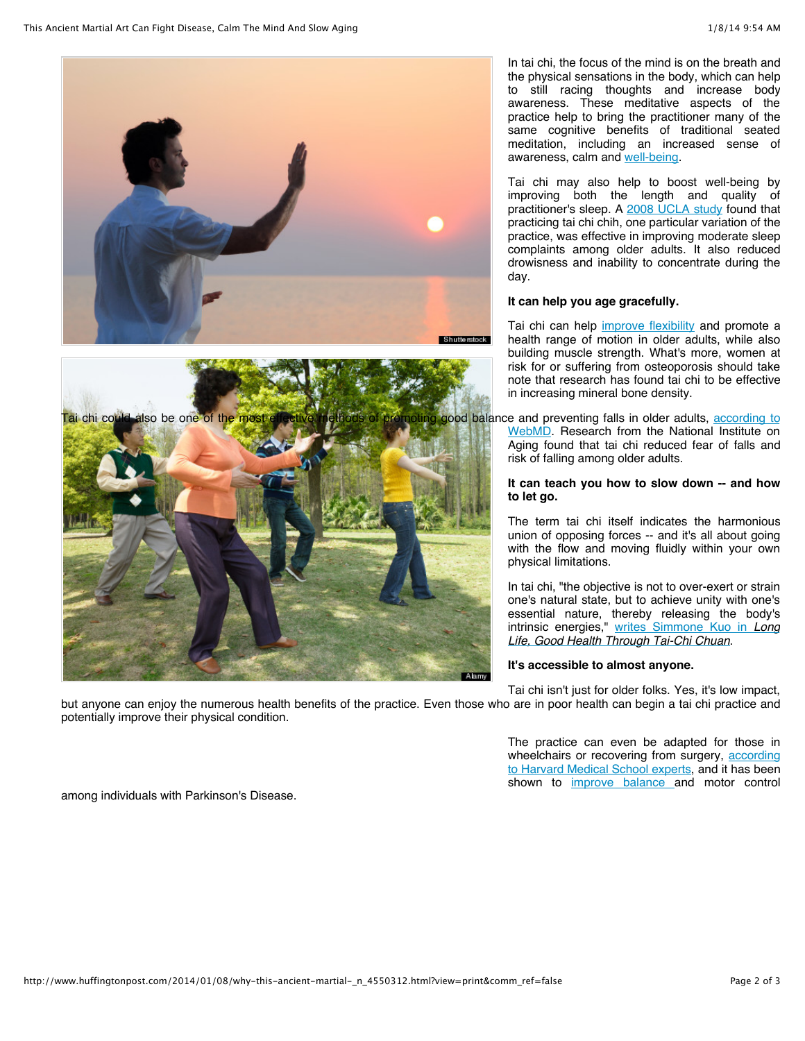In tai chi, the focus of the mind is on the breath and the physical sensations in the body, which can help to still racing thoughts and increase body awareness. These meditative aspects of the practice help to bring the practitioner many of the same cognitive benefits of traditional seated meditation, including an increased sense of awareness, calm and well-being.

Tai chi may also help to boost well-being by improving both the length and quality of practitioner's sleep. A 2008 UCLA study found that practicing tai chi chih, one particular variation of the practice, was effective in improving moderate sleep complaints among older adults. It also reduced drowsiness and inability to concentrate during the day.

**It can help you age gracefully.**

Tai chi can help improve flexibility and promote a health range of motion in older adults, while also building muscle strength. What's more, women at risk for or suffering from osteoporosis should take note that research has found tai chi to be effective in increasing mineral bone density.

Tai chi could also be one of the most effective methods of promoting good balance and preventing falls in older adults, according to WebMD. Research from the National Institute on Aging found that tai chi reduced fear of falls and risk of falling among older adults.

**It can teach you how to slow down -- and how to let go.**

The term tai chi itself indicates the harmonious union of opposing forces -- and it's all about going with the flow and moving fluidly within your own physical limitations.

In tai chi, "the objective is not to over-exert or strain one's natural state, but to achieve unity with one's essential nature, thereby releasing the body's intrinsic energies," writes Simmone Kuo in *Long Life, Good Health Through Tai-Chi Chuan*.

**It's accessible to almost anyone.**

Tai chi isn't just for older folks. Yes, it's low impact, but anyone can enjoy the numerous health benefits of the practice. Even those who are in poor health can begin a tai chi practice and potentially improve their physical condition.

The practice can even be adapted for those in wheelchairs or recovering from surgery, according to Harvard Medical School experts, and it has been shown to improve balance and motor control among individuals with Parkinson's Disease.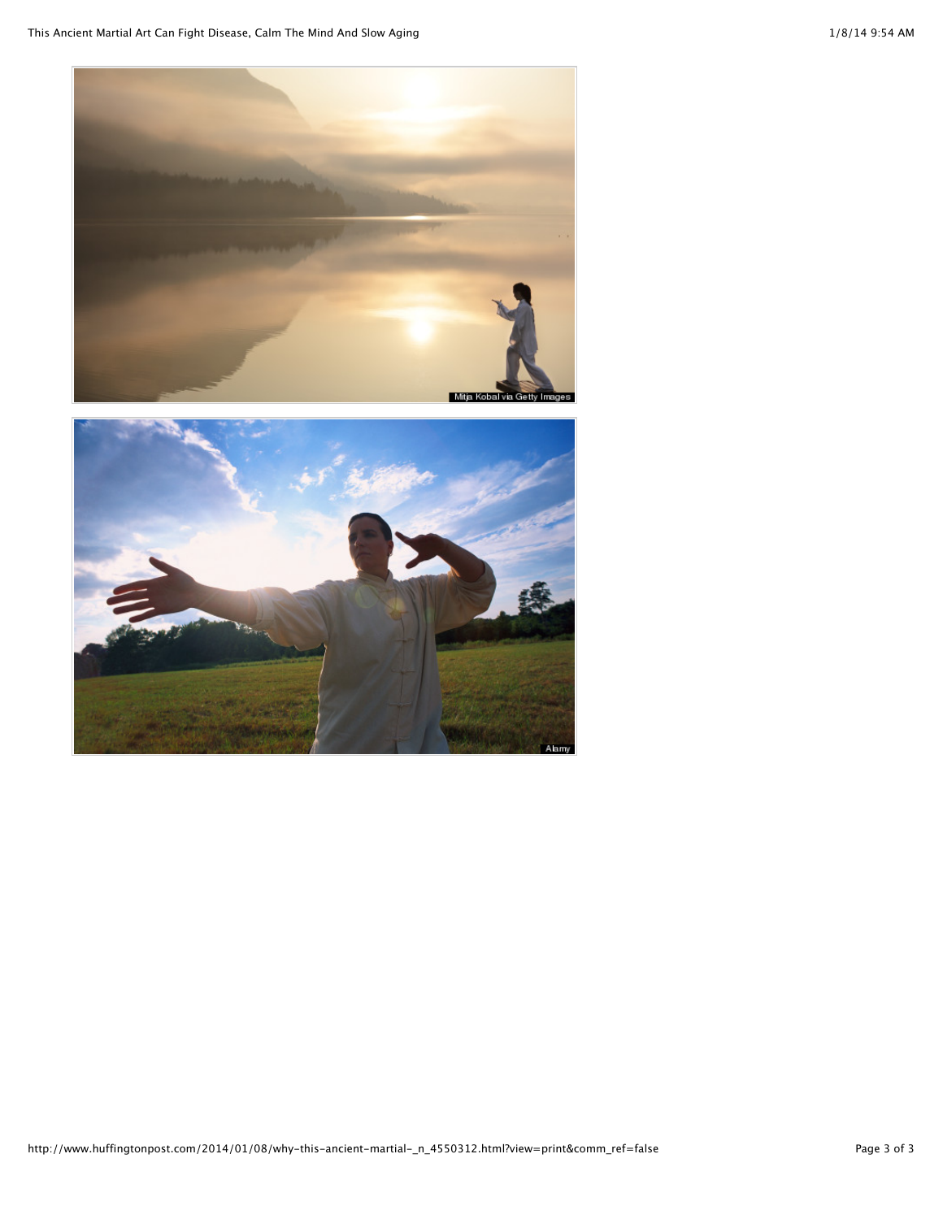Mitja Kobal via Getty Images

Alamy